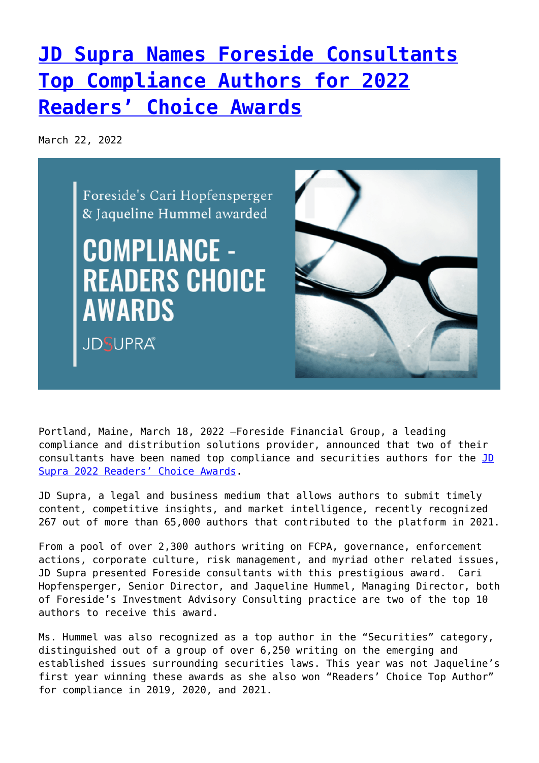# JD Supra Names Foreside Consultants Top Compliance Authors for 2022 Readers' Choice Awards

March 22, 2022

Portland, Maine, March 18, 2022 –Foreside Financial Group, a leading compliance and distribution solutions provider, announced that two of their consultants have been named top compliance and securities authors for the JD Supra 2022 Readers' Choice Awards.

JD Supra, a legal and business medium that allows authors to submit timely content, competitive insights, and market intelligence, recently recognized 267 out of more than 65,000 authors that contributed to the platform in 2021.

From a pool of over 2,300 authors writing on FCPA, governance, enforcement actions, corporate culture, risk management, and myriad other related issues, JD Supra presented Foreside consultants with this prestigious award. Cari Hopfensperger, Senior Director, and Jaqueline Hummel, Managing Director, both of Foreside's Investment Advisory Consulting practice are two of the top 10 authors to receive this award.

Ms. Hummel was also recognized as a top author in the "Securities" category, distinguished out of a group of over 6,250 writing on the emerging and established issues surrounding securities laws. This year was not Jaqueline's first year winning these awards as she also won "Readers' Choice Top Author" for compliance in 2019, 2020, and 2021.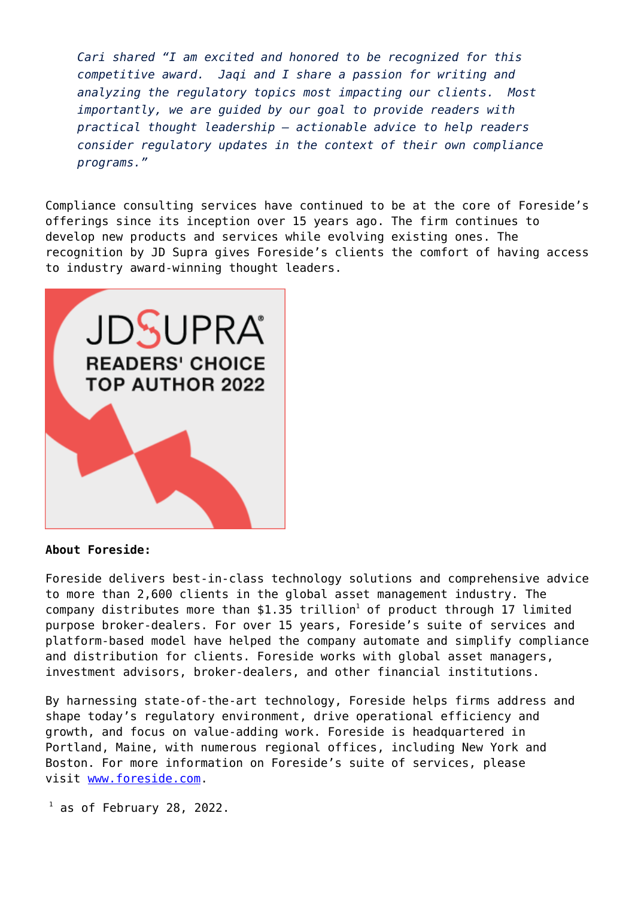> *Cari shared "I am excited and honored to be recognized for this competitive award. Jaqi and I share a passion for writing and analyzing the regulatory topics most impacting our clients. Most importantly, we are guided by our goal to provide readers with practical thought leadership – actionable advice to help readers consider regulatory updates in the context of their own compliance programs."*

Compliance consulting services have continued to be at the core of Foreside's offerings since its inception over 15 years ago. The firm continues to develop new products and services while evolving existing ones. The recognition by JD Supra gives Foreside's clients the comfort of having access to industry award-winning thought leaders.

JD SUPRA READERS' CHOICE TOP AUTHOR 2022

**About Foreside:**

Foreside delivers best-in-class technology solutions and comprehensive advice to more than 2,600 clients in the global asset management industry. The company distributes more than $1.35 trillion[1] of product through 17 limited purpose broker-dealers. For over 15 years, Foreside's suite of services and platform-based model have helped the company automate and simplify compliance and distribution for clients. Foreside works with global asset managers, investment advisors, broker-dealers, and other financial institutions.

By harnessing state-of-the-art technology, Foreside helps firms address and shape today's regulatory environment, drive operational efficiency and growth, and focus on value-adding work. Foreside is headquartered in Portland, Maine, with numerous regional offices, including New York and Boston. For more information on Foreside's suite of services, please visit [www.foreside.com](http://www.foreside.com).

[1] as of February 28, 2022.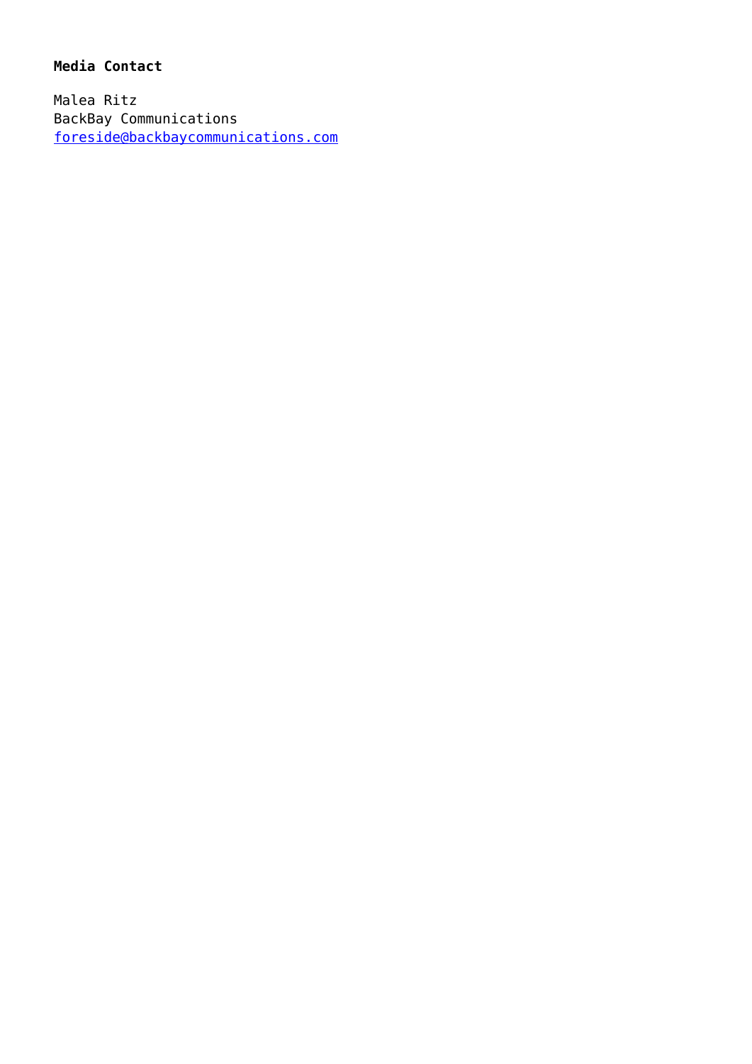**Media Contact**

Malea Ritz
BackBay Communications
[foreside@backbaycommunications.com](mailto:foreside@backbaycommunications.com)